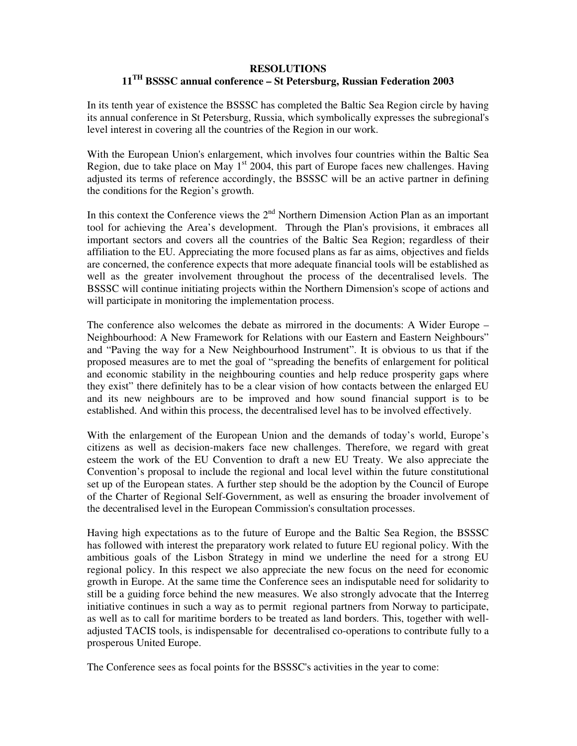# RESOLUTIONS

## 11TH BSSSC annual conference – St Petersburg, Russian Federation 2003

In its tenth year of existence the BSSSC has completed the Baltic Sea Region circle by having its annual conference in St Petersburg, Russia, which symbolically expresses the subregional's level interest in covering all the countries of the Region in our work.

With the European Union's enlargement, which involves four countries within the Baltic Sea Region, due to take place on May 1st 2004, this part of Europe faces new challenges. Having adjusted its terms of reference accordingly, the BSSSC will be an active partner in defining the conditions for the Region's growth.

In this context the Conference views the 2nd Northern Dimension Action Plan as an important tool for achieving the Area's development. Through the Plan's provisions, it embraces all important sectors and covers all the countries of the Baltic Sea Region; regardless of their affiliation to the EU. Appreciating the more focused plans as far as aims, objectives and fields are concerned, the conference expects that more adequate financial tools will be established as well as the greater involvement throughout the process of the decentralised levels. The BSSSC will continue initiating projects within the Northern Dimension's scope of actions and will participate in monitoring the implementation process.

The conference also welcomes the debate as mirrored in the documents: A Wider Europe – Neighbourhood: A New Framework for Relations with our Eastern and Eastern Neighbours" and "Paving the way for a New Neighbourhood Instrument". It is obvious to us that if the proposed measures are to met the goal of "spreading the benefits of enlargement for political and economic stability in the neighbouring counties and help reduce prosperity gaps where they exist" there definitely has to be a clear vision of how contacts between the enlarged EU and its new neighbours are to be improved and how sound financial support is to be established. And within this process, the decentralised level has to be involved effectively.

With the enlargement of the European Union and the demands of today's world, Europe's citizens as well as decision-makers face new challenges. Therefore, we regard with great esteem the work of the EU Convention to draft a new EU Treaty. We also appreciate the Convention's proposal to include the regional and local level within the future constitutional set up of the European states. A further step should be the adoption by the Council of Europe of the Charter of Regional Self-Government, as well as ensuring the broader involvement of the decentralised level in the European Commission's consultation processes.

Having high expectations as to the future of Europe and the Baltic Sea Region, the BSSSC has followed with interest the preparatory work related to future EU regional policy. With the ambitious goals of the Lisbon Strategy in mind we underline the need for a strong EU regional policy. In this respect we also appreciate the new focus on the need for economic growth in Europe. At the same time the Conference sees an indisputable need for solidarity to still be a guiding force behind the new measures. We also strongly advocate that the Interreg initiative continues in such a way as to permit regional partners from Norway to participate, as well as to call for maritime borders to be treated as land borders. This, together with well-adjusted TACIS tools, is indispensable for decentralised co-operations to contribute fully to a prosperous United Europe.

The Conference sees as focal points for the BSSSC's activities in the year to come: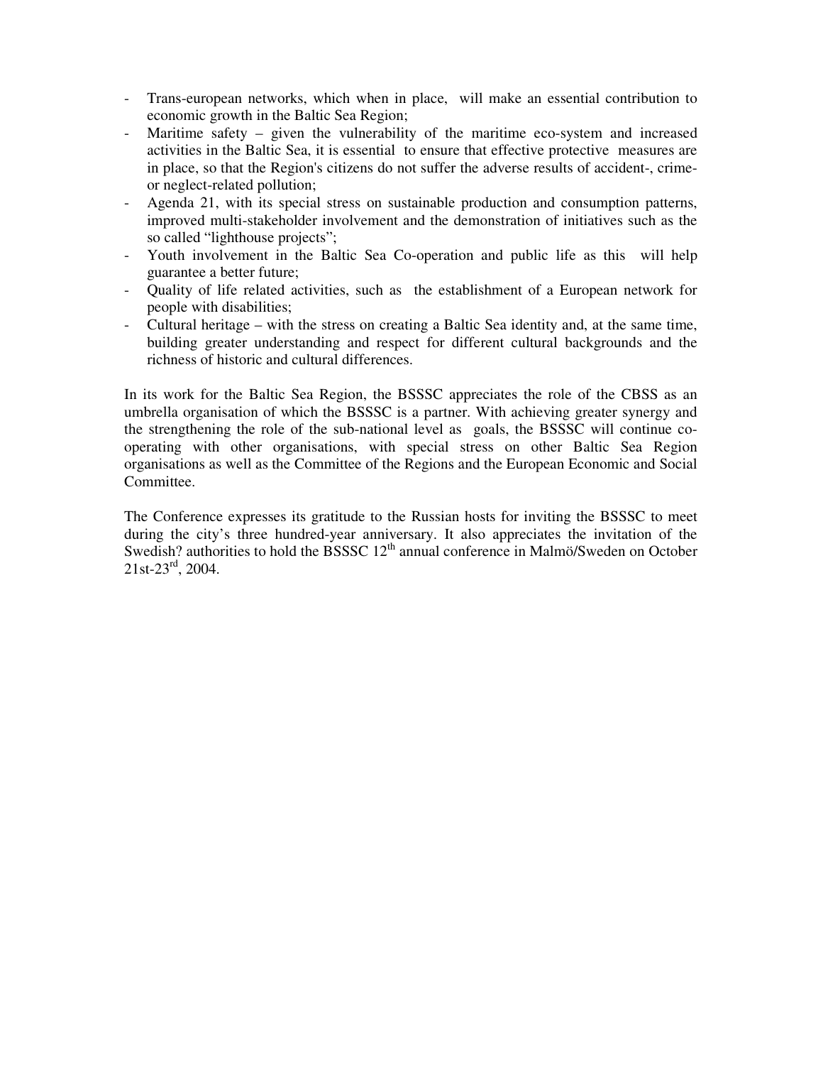- Trans-european networks, which when in place, will make an essential contribution to economic growth in the Baltic Sea Region;
- Maritime safety – given the vulnerability of the maritime eco-system and increased activities in the Baltic Sea, it is essential to ensure that effective protective measures are in place, so that the Region's citizens do not suffer the adverse results of accident-, crime- or neglect-related pollution;
- Agenda 21, with its special stress on sustainable production and consumption patterns, improved multi-stakeholder involvement and the demonstration of initiatives such as the so called "lighthouse projects";
- Youth involvement in the Baltic Sea Co-operation and public life as this will help guarantee a better future;
- Quality of life related activities, such as the establishment of a European network for people with disabilities;
- Cultural heritage – with the stress on creating a Baltic Sea identity and, at the same time, building greater understanding and respect for different cultural backgrounds and the richness of historic and cultural differences.

In its work for the Baltic Sea Region, the BSSSC appreciates the role of the CBSS as an umbrella organisation of which the BSSSC is a partner. With achieving greater synergy and the strengthening the role of the sub-national level as goals, the BSSSC will continue co-operating with other organisations, with special stress on other Baltic Sea Region organisations as well as the Committee of the Regions and the European Economic and Social Committee.

The Conference expresses its gratitude to the Russian hosts for inviting the BSSSC to meet during the city's three hundred-year anniversary. It also appreciates the invitation of the Swedish? authorities to hold the BSSSC 12th annual conference in Malmö/Sweden on October 21st-23rd, 2004.